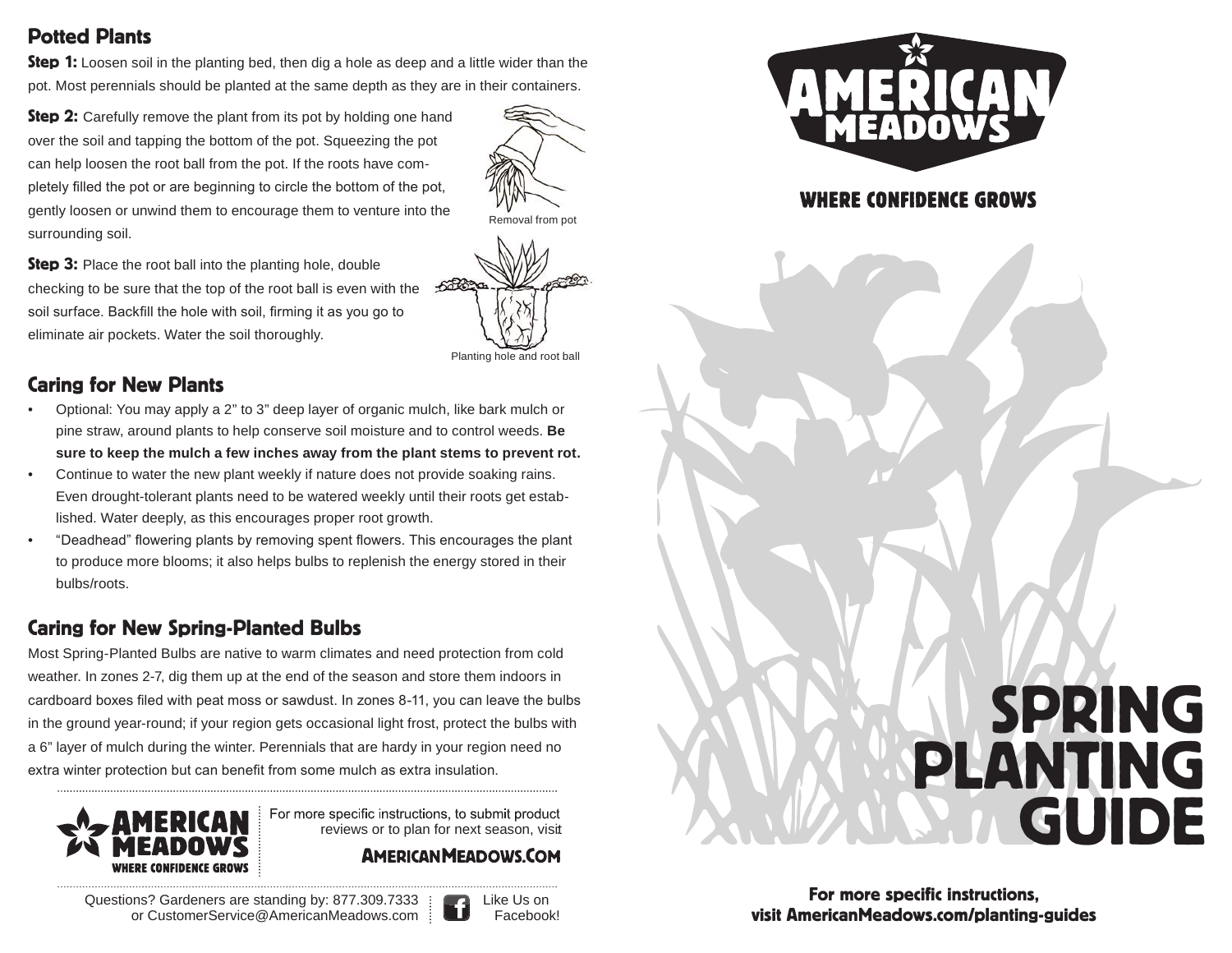## Potted Plants

**Step 1:** Loosen soil in the planting bed, then dig a hole as deep and a little wider than the pot. Most perennials should be planted at the same depth as they are in their containers.

**Step 2:** Carefully remove the plant from its pot by holding one hand over the soil and tapping the bottom of the pot. Squeezing the pot can help loosen the root ball from the pot. If the roots have completely filled the pot or are beginning to circle the bottom of the pot, gently loosen or unwind them to encourage them to venture into the surrounding soil.

Removal from pot

**Step 3:** Place the root ball into the planting hole, double checking to be sure that the top of the root ball is even with the soil surface. Backfill the hole with soil, firming it as you go to eliminate air pockets. Water the soil thoroughly.

Planting hole and root ball

## Caring for New Plants

- Optional: You may apply a 2" to 3" deep layer of organic mulch, like bark mulch or pine straw, around plants to help conserve soil moisture and to control weeds. **Be sure to keep the mulch a few inches away from the plant stems to prevent rot.**
- Continue to water the new plant weekly if nature does not provide soaking rains. Even drought-tolerant plants need to be watered weekly until their roots get established. Water deeply, as this encourages proper root growth.
- "Deadhead" flowering plants by removing spent flowers. This encourages the plant to produce more blooms; it also helps bulbs to replenish the energy stored in their bulbs/roots.

## Caring for New Spring-Planted Bulbs

Most Spring-Planted Bulbs are native to warm climates and need protection from cold weather. In zones 2-7, dig them up at the end of the season and store them indoors in cardboard boxes filed with peat moss or sawdust. In zones 8-11, you can leave the bulbs in the ground year-round; if your region gets occasional light frost, protect the bulbs with a 6" layer of mulch during the winter. Perennials that are hardy in your region need no extra winter protection but can benefit from some mulch as extra insulation.

AMERICAN MEADOWS
WHERE CONFIDENCE GROWS

For more specific instructions, to submit product reviews or to plan for next season, visit

**AMERICANMEADOWS.COM**

Questions? Gardeners are standing by: 877.309.7333 or CustomerService@AmericanMeadows.com

Like Us on Facebook!

AMERICAN MEADOWS

WHERE CONFIDENCE GROWS

# SPRING PLANTING GUIDE

**For more specific instructions, visit AmericanMeadows.com/planting-guides**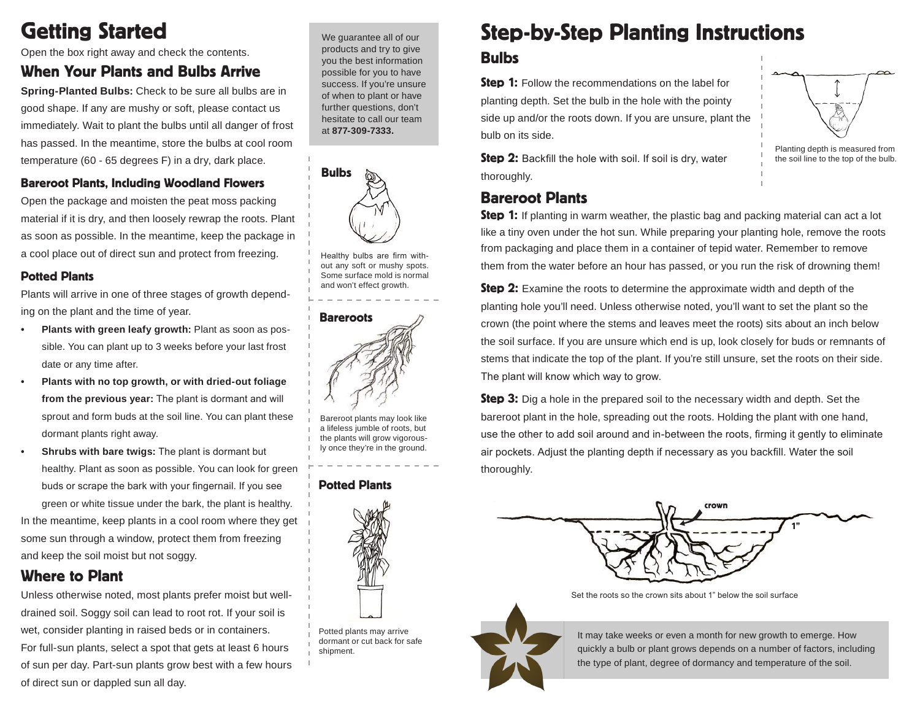# Getting Started

Open the box right away and check the contents.

## When Your Plants and Bulbs Arrive

**Spring-Planted Bulbs:** Check to be sure all bulbs are in good shape. If any are mushy or soft, please contact us immediately. Wait to plant the bulbs until all danger of frost has passed. In the meantime, store the bulbs at cool room temperature (60 - 65 degrees F) in a dry, dark place.

### Bareroot Plants, Including Woodland Flowers

Open the package and moisten the peat moss packing material if it is dry, and then loosely rewrap the roots. Plant as soon as possible. In the meantime, keep the package in a cool place out of direct sun and protect from freezing.

### Potted Plants

Plants will arrive in one of three stages of growth depending on the plant and the time of year.

- **Plants with green leafy growth:** Plant as soon as possible. You can plant up to 3 weeks before your last frost date or any time after.
- **Plants with no top growth, or with dried-out foliage from the previous year:** The plant is dormant and will sprout and form buds at the soil line. You can plant these dormant plants right away.
- **Shrubs with bare twigs:** The plant is dormant but healthy. Plant as soon as possible. You can look for green buds or scrape the bark with your fingernail. If you see green or white tissue under the bark, the plant is healthy.

In the meantime, keep plants in a cool room where they get some sun through a window, protect them from freezing and keep the soil moist but not soggy.

## Where to Plant

Unless otherwise noted, most plants prefer moist but well-drained soil. Soggy soil can lead to root rot. If your soil is wet, consider planting in raised beds or in containers.

For full-sun plants, select a spot that gets at least 6 hours of sun per day. Part-sun plants grow best with a few hours of direct sun or dappled sun all day.

We guarantee all of our products and try to give you the best information possible for you to have success. If you're unsure of when to plant or have further questions, don't hesitate to call our team at **877-309-7333.**

**Bulbs**

Healthy bulbs are firm without any soft or mushy spots. Some surface mold is normal and won't effect growth.

**Bareroots**

Bareroot plants may look like a lifeless jumble of roots, but the plants will grow vigorously once they're in the ground.

**Potted Plants**

Potted plants may arrive dormant or cut back for safe shipment.

# Step-by-Step Planting Instructions

## Bulbs

**Step 1:** Follow the recommendations on the label for planting depth. Set the bulb in the hole with the pointy side up and/or the roots down. If you are unsure, plant the bulb on its side.

**Step 2:** Backfill the hole with soil. If soil is dry, water thoroughly.

Planting depth is measured from the soil line to the top of the bulb.

## Bareroot Plants

**Step 1:** If planting in warm weather, the plastic bag and packing material can act a lot like a tiny oven under the hot sun. While preparing your planting hole, remove the roots from packaging and place them in a container of tepid water. Remember to remove them from the water before an hour has passed, or you run the risk of drowning them!

**Step 2:** Examine the roots to determine the approximate width and depth of the planting hole you'll need. Unless otherwise noted, you'll want to set the plant so the crown (the point where the stems and leaves meet the roots) sits about an inch below the soil surface. If you are unsure which end is up, look closely for buds or remnants of stems that indicate the top of the plant. If you're still unsure, set the roots on their side. The plant will know which way to grow.

**Step 3:** Dig a hole in the prepared soil to the necessary width and depth. Set the bareroot plant in the hole, spreading out the roots. Holding the plant with one hand, use the other to add soil around and in-between the roots, firming it gently to eliminate air pockets. Adjust the planting depth if necessary as you backfill. Water the soil thoroughly.

crown

1"

Set the roots so the crown sits about 1" below the soil surface

It may take weeks or even a month for new growth to emerge. How quickly a bulb or plant grows depends on a number of factors, including the type of plant, degree of dormancy and temperature of the soil.